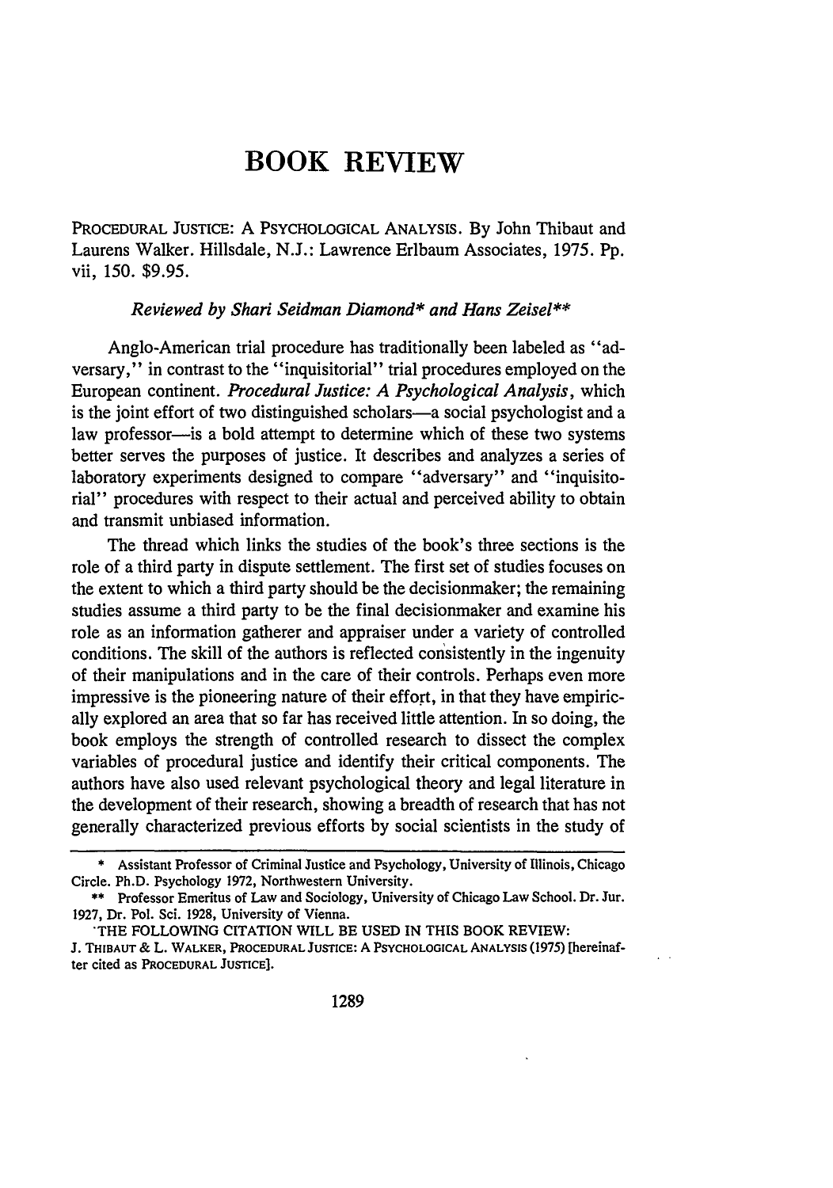# BOOK REVIEW

PROCEDURAL JUSTICE: A PSYCHOLOGICAL ANALYSIS. By John Thibaut and Laurens Walker. Hillsdale, N.J.: Lawrence Erlbaum Associates, 1975. Pp. vii, 150. $9.95.

*Reviewed by Shari Seidman Diamond\* and Hans Zeisel\*\**

Anglo-American trial procedure has traditionally been labeled as "adversary," in contrast to the "inquisitorial" trial procedures employed on the European continent. *Procedural Justice: A Psychological Analysis*, which is the joint effort of two distinguished scholars—a social psychologist and a law professor—is a bold attempt to determine which of these two systems better serves the purposes of justice. It describes and analyzes a series of laboratory experiments designed to compare "adversary" and "inquisitorial" procedures with respect to their actual and perceived ability to obtain and transmit unbiased information.

The thread which links the studies of the book's three sections is the role of a third party in dispute settlement. The first set of studies focuses on the extent to which a third party should be the decisionmaker; the remaining studies assume a third party to be the final decisionmaker and examine his role as an information gatherer and appraiser under a variety of controlled conditions. The skill of the authors is reflected consistently in the ingenuity of their manipulations and in the care of their controls. Perhaps even more impressive is the pioneering nature of their effort, in that they have empirically explored an area that so far has received little attention. In so doing, the book employs the strength of controlled research to dissect the complex variables of procedural justice and identify their critical components. The authors have also used relevant psychological theory and legal literature in the development of their research, showing a breadth of research that has not generally characterized previous efforts by social scientists in the study of

---

\* Assistant Professor of Criminal Justice and Psychology, University of Illinois, Chicago Circle. Ph.D. Psychology 1972, Northwestern University.

\*\* Professor Emeritus of Law and Sociology, University of Chicago Law School. Dr. Jur. 1927, Dr. Pol. Sci. 1928, University of Vienna.

THE FOLLOWING CITATION WILL BE USED IN THIS BOOK REVIEW:

J. THIBAUT & L. WALKER, PROCEDURAL JUSTICE: A PSYCHOLOGICAL ANALYSIS (1975) [hereinafter cited as PROCEDURAL JUSTICE].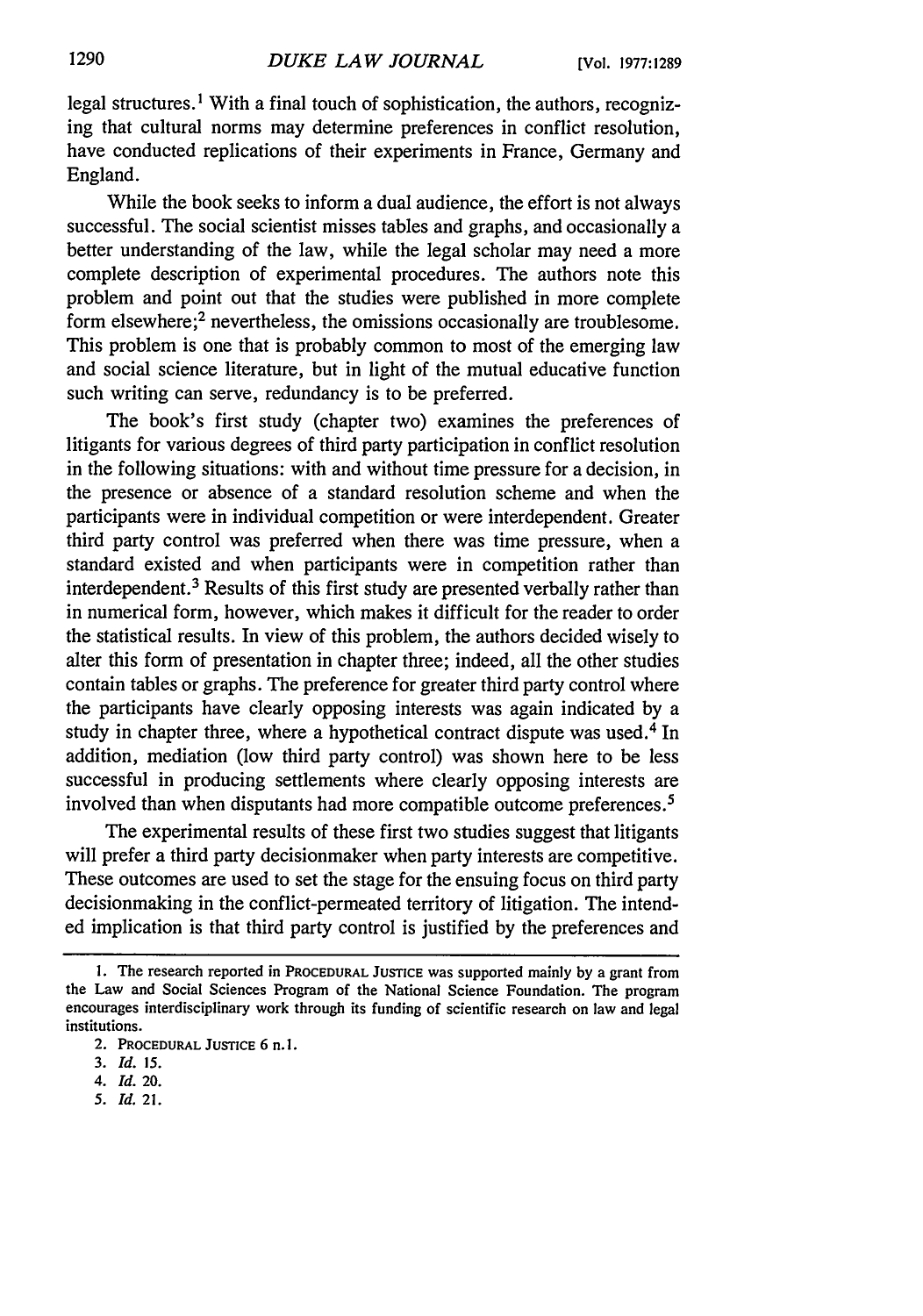legal structures.[1] With a final touch of sophistication, the authors, recognizing that cultural norms may determine preferences in conflict resolution, have conducted replications of their experiments in France, Germany and England.

While the book seeks to inform a dual audience, the effort is not always successful. The social scientist misses tables and graphs, and occasionally a better understanding of the law, while the legal scholar may need a more complete description of experimental procedures. The authors note this problem and point out that the studies were published in more complete form elsewhere;[2] nevertheless, the omissions occasionally are troublesome. This problem is one that is probably common to most of the emerging law and social science literature, but in light of the mutual educative function such writing can serve, redundancy is to be preferred.

The book's first study (chapter two) examines the preferences of litigants for various degrees of third party participation in conflict resolution in the following situations: with and without time pressure for a decision, in the presence or absence of a standard resolution scheme and when the participants were in individual competition or were interdependent. Greater third party control was preferred when there was time pressure, when a standard existed and when participants were in competition rather than interdependent.[3] Results of this first study are presented verbally rather than in numerical form, however, which makes it difficult for the reader to order the statistical results. In view of this problem, the authors decided wisely to alter this form of presentation in chapter three; indeed, all the other studies contain tables or graphs. The preference for greater third party control where the participants have clearly opposing interests was again indicated by a study in chapter three, where a hypothetical contract dispute was used.[4] In addition, mediation (low third party control) was shown here to be less successful in producing settlements where clearly opposing interests are involved than when disputants had more compatible outcome preferences.[5]

The experimental results of these first two studies suggest that litigants will prefer a third party decisionmaker when party interests are competitive. These outcomes are used to set the stage for the ensuing focus on third party decisionmaking in the conflict-permeated territory of litigation. The intended implication is that third party control is justified by the preferences and

---

1. The research reported in PROCEDURAL JUSTICE was supported mainly by a grant from the Law and Social Sciences Program of the National Science Foundation. The program encourages interdisciplinary work through its funding of scientific research on law and legal institutions.

2. PROCEDURAL JUSTICE 6 n.1.

3. *Id.* 15.

4. *Id.* 20.

5. *Id.* 21.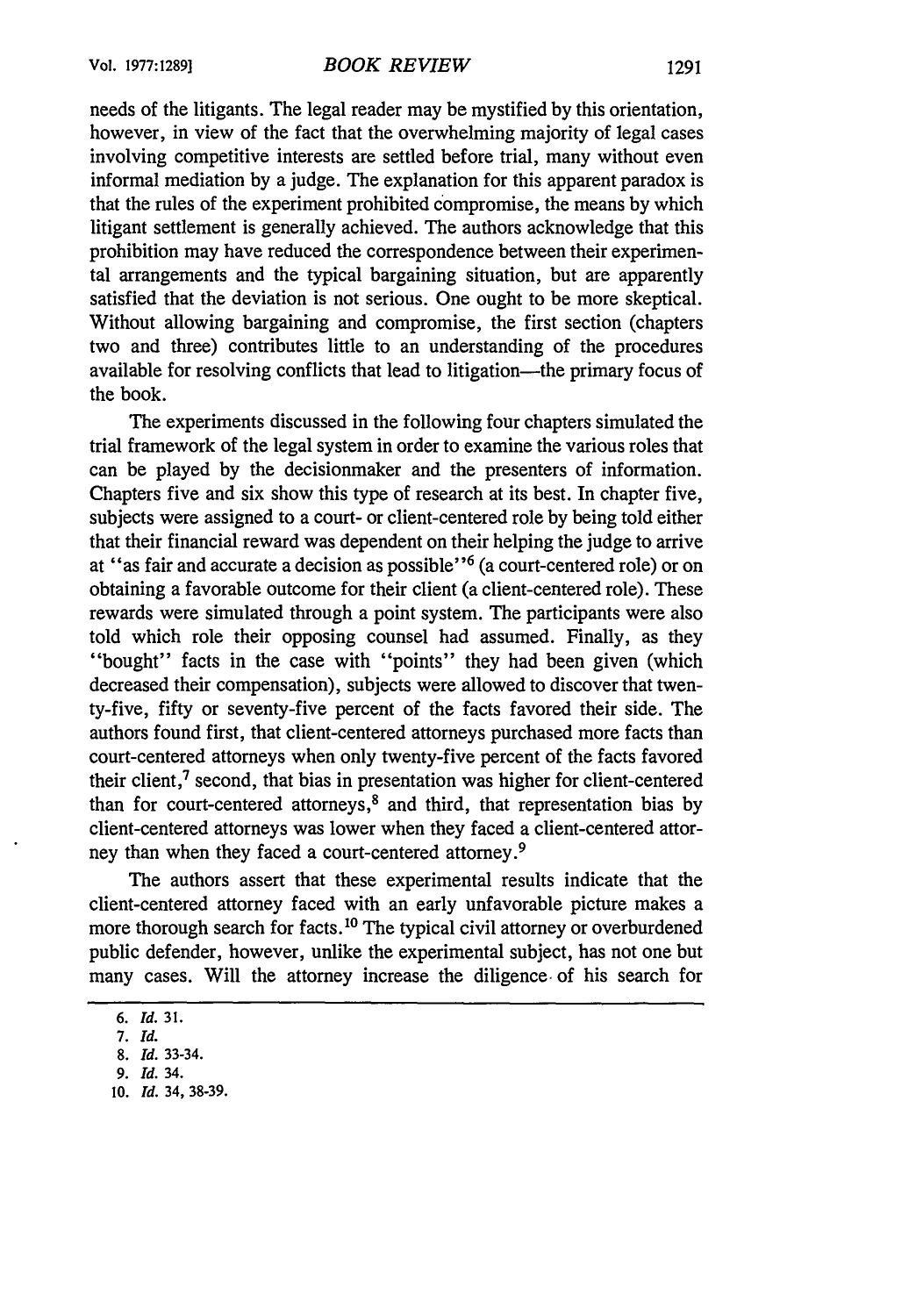needs of the litigants. The legal reader may be mystified by this orientation, however, in view of the fact that the overwhelming majority of legal cases involving competitive interests are settled before trial, many without even informal mediation by a judge. The explanation for this apparent paradox is that the rules of the experiment prohibited compromise, the means by which litigant settlement is generally achieved. The authors acknowledge that this prohibition may have reduced the correspondence between their experimental arrangements and the typical bargaining situation, but are apparently satisfied that the deviation is not serious. One ought to be more skeptical. Without allowing bargaining and compromise, the first section (chapters two and three) contributes little to an understanding of the procedures available for resolving conflicts that lead to litigation—the primary focus of the book.

The experiments discussed in the following four chapters simulated the trial framework of the legal system in order to examine the various roles that can be played by the decisionmaker and the presenters of information. Chapters five and six show this type of research at its best. In chapter five, subjects were assigned to a court- or client-centered role by being told either that their financial reward was dependent on their helping the judge to arrive at "as fair and accurate a decision as possible"[6] (a court-centered role) or on obtaining a favorable outcome for their client (a client-centered role). These rewards were simulated through a point system. The participants were also told which role their opposing counsel had assumed. Finally, as they "bought" facts in the case with "points" they had been given (which decreased their compensation), subjects were allowed to discover that twenty-five, fifty or seventy-five percent of the facts favored their side. The authors found first, that client-centered attorneys purchased more facts than court-centered attorneys when only twenty-five percent of the facts favored their client,[7] second, that bias in presentation was higher for client-centered than for court-centered attorneys,[8] and third, that representation bias by client-centered attorneys was lower when they faced a client-centered attorney than when they faced a court-centered attorney.[9]

The authors assert that these experimental results indicate that the client-centered attorney faced with an early unfavorable picture makes a more thorough search for facts.[10] The typical civil attorney or overburdened public defender, however, unlike the experimental subject, has not one but many cases. Will the attorney increase the diligence of his search for

6. *Id.* 31.
7. *Id.*
8. *Id.* 33-34.
9. *Id.* 34.
10. *Id.* 34, 38-39.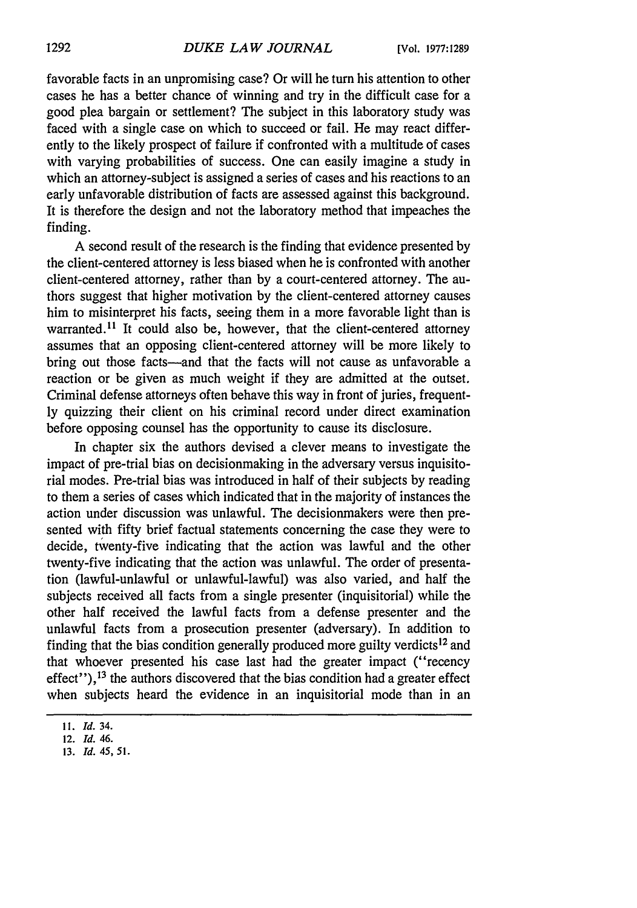favorable facts in an unpromising case? Or will he turn his attention to other cases he has a better chance of winning and try in the difficult case for a good plea bargain or settlement? The subject in this laboratory study was faced with a single case on which to succeed or fail. He may react differently to the likely prospect of failure if confronted with a multitude of cases with varying probabilities of success. One can easily imagine a study in which an attorney-subject is assigned a series of cases and his reactions to an early unfavorable distribution of facts are assessed against this background. It is therefore the design and not the laboratory method that impeaches the finding.

A second result of the research is the finding that evidence presented by the client-centered attorney is less biased when he is confronted with another client-centered attorney, rather than by a court-centered attorney. The authors suggest that higher motivation by the client-centered attorney causes him to misinterpret his facts, seeing them in a more favorable light than is warranted.[11] It could also be, however, that the client-centered attorney assumes that an opposing client-centered attorney will be more likely to bring out those facts—and that the facts will not cause as unfavorable a reaction or be given as much weight if they are admitted at the outset. Criminal defense attorneys often behave this way in front of juries, frequently quizzing their client on his criminal record under direct examination before opposing counsel has the opportunity to cause its disclosure.

In chapter six the authors devised a clever means to investigate the impact of pre-trial bias on decisionmaking in the adversary versus inquisitorial modes. Pre-trial bias was introduced in half of their subjects by reading to them a series of cases which indicated that in the majority of instances the action under discussion was unlawful. The decisionmakers were then presented with fifty brief factual statements concerning the case they were to decide, twenty-five indicating that the action was lawful and the other twenty-five indicating that the action was unlawful. The order of presentation (lawful-unlawful or unlawful-lawful) was also varied, and half the subjects received all facts from a single presenter (inquisitorial) while the other half received the lawful facts from a defense presenter and the unlawful facts from a prosecution presenter (adversary). In addition to finding that the bias condition generally produced more guilty verdicts[12] and that whoever presented his case last had the greater impact ("recency effect"),[13] the authors discovered that the bias condition had a greater effect when subjects heard the evidence in an inquisitorial mode than in an

11. *Id.* 34.

12. *Id.* 46.

13. *Id.* 45, 51.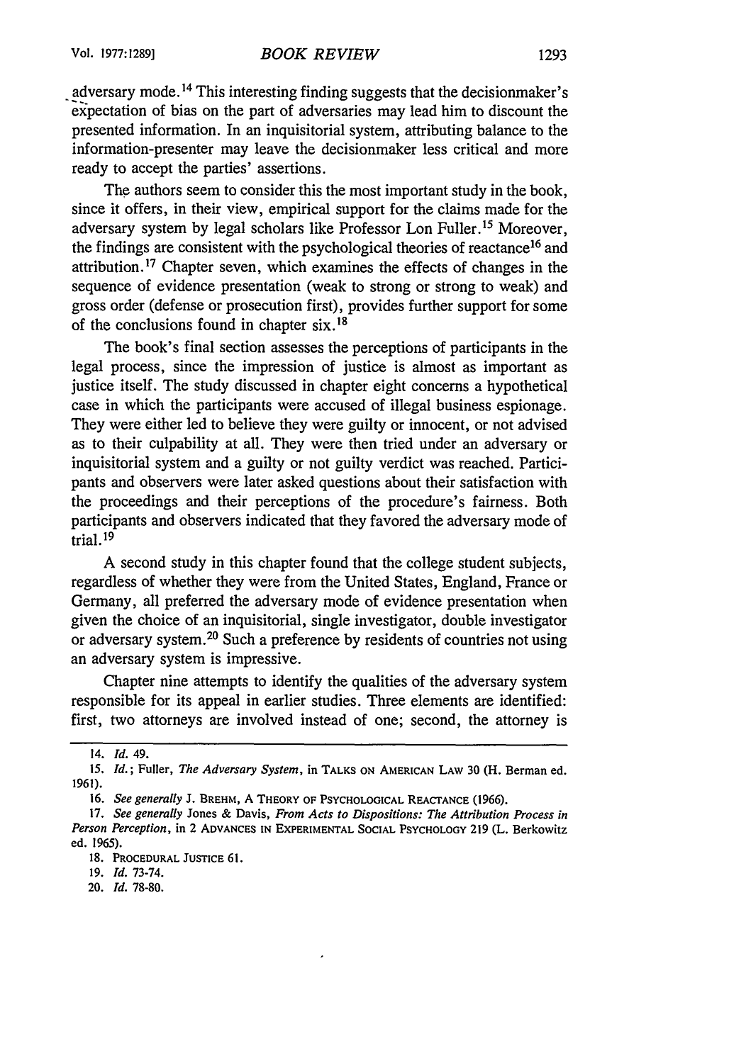adversary mode.[14] This interesting finding suggests that the decisionmaker's expectation of bias on the part of adversaries may lead him to discount the presented information. In an inquisitorial system, attributing balance to the information-presenter may leave the decisionmaker less critical and more ready to accept the parties' assertions.

The authors seem to consider this the most important study in the book, since it offers, in their view, empirical support for the claims made for the adversary system by legal scholars like Professor Lon Fuller.[15] Moreover, the findings are consistent with the psychological theories of reactance[16] and attribution.[17] Chapter seven, which examines the effects of changes in the sequence of evidence presentation (weak to strong or strong to weak) and gross order (defense or prosecution first), provides further support for some of the conclusions found in chapter six.[18]

The book's final section assesses the perceptions of participants in the legal process, since the impression of justice is almost as important as justice itself. The study discussed in chapter eight concerns a hypothetical case in which the participants were accused of illegal business espionage. They were either led to believe they were guilty or innocent, or not advised as to their culpability at all. They were then tried under an adversary or inquisitorial system and a guilty or not guilty verdict was reached. Participants and observers were later asked questions about their satisfaction with the proceedings and their perceptions of the procedure's fairness. Both participants and observers indicated that they favored the adversary mode of trial.[19]

A second study in this chapter found that the college student subjects, regardless of whether they were from the United States, England, France or Germany, all preferred the adversary mode of evidence presentation when given the choice of an inquisitorial, single investigator, double investigator or adversary system.[20] Such a preference by residents of countries not using an adversary system is impressive.

Chapter nine attempts to identify the qualities of the adversary system responsible for its appeal in earlier studies. Three elements are identified: first, two attorneys are involved instead of one; second, the attorney is

---

14. *Id.* 49.

15. *Id.*; Fuller, *The Adversary System*, in TALKS ON AMERICAN LAW 30 (H. Berman ed. 1961).

16. *See generally* J. BREHM, A THEORY OF PSYCHOLOGICAL REACTANCE (1966).

17. *See generally* Jones & Davis, *From Acts to Dispositions: The Attribution Process in Person Perception*, in 2 ADVANCES IN EXPERIMENTAL SOCIAL PSYCHOLOGY 219 (L. Berkowitz ed. 1965).

18. PROCEDURAL JUSTICE 61.

19. *Id.* 73-74.

20. *Id.* 78-80.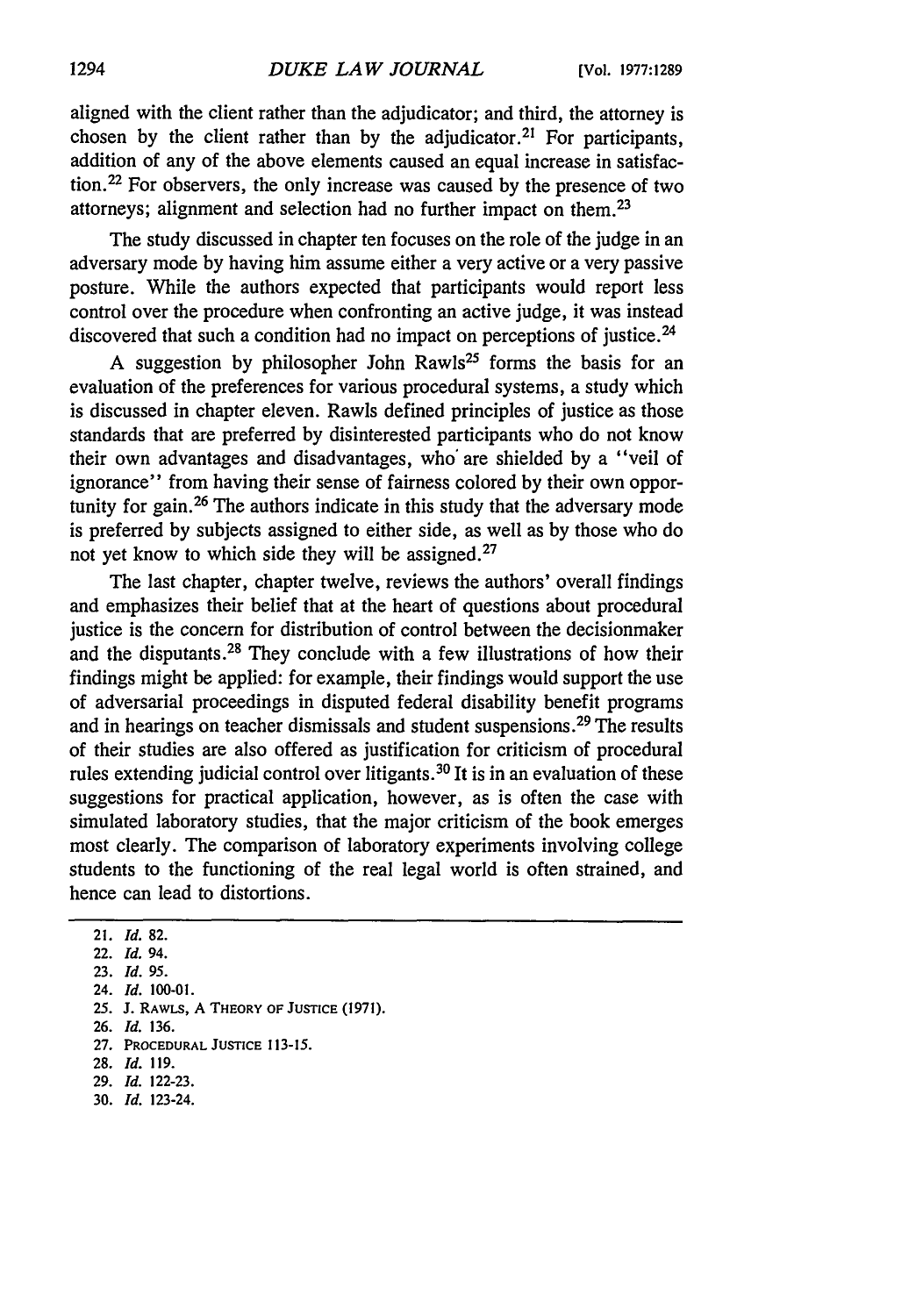aligned with the client rather than the adjudicator; and third, the attorney is chosen by the client rather than by the adjudicator.[21] For participants, addition of any of the above elements caused an equal increase in satisfaction.[22] For observers, the only increase was caused by the presence of two attorneys; alignment and selection had no further impact on them.[23]

The study discussed in chapter ten focuses on the role of the judge in an adversary mode by having him assume either a very active or a very passive posture. While the authors expected that participants would report less control over the procedure when confronting an active judge, it was instead discovered that such a condition had no impact on perceptions of justice.[24]

A suggestion by philosopher John Rawls[25] forms the basis for an evaluation of the preferences for various procedural systems, a study which is discussed in chapter eleven. Rawls defined principles of justice as those standards that are preferred by disinterested participants who do not know their own advantages and disadvantages, who are shielded by a "veil of ignorance" from having their sense of fairness colored by their own opportunity for gain.[26] The authors indicate in this study that the adversary mode is preferred by subjects assigned to either side, as well as by those who do not yet know to which side they will be assigned.[27]

The last chapter, chapter twelve, reviews the authors' overall findings and emphasizes their belief that at the heart of questions about procedural justice is the concern for distribution of control between the decisionmaker and the disputants.[28] They conclude with a few illustrations of how their findings might be applied: for example, their findings would support the use of adversarial proceedings in disputed federal disability benefit programs and in hearings on teacher dismissals and student suspensions.[29] The results of their studies are also offered as justification for criticism of procedural rules extending judicial control over litigants.[30] It is in an evaluation of these suggestions for practical application, however, as is often the case with simulated laboratory studies, that the major criticism of the book emerges most clearly. The comparison of laboratory experiments involving college students to the functioning of the real legal world is often strained, and hence can lead to distortions.

---

21. *Id.* 82.
22. *Id.* 94.
23. *Id.* 95.
24. *Id.* 100-01.
25. J. RAWLS, A THEORY OF JUSTICE (1971).
26. *Id.* 136.
27. PROCEDURAL JUSTICE 113-15.
28. *Id.* 119.
29. *Id.* 122-23.
30. *Id.* 123-24.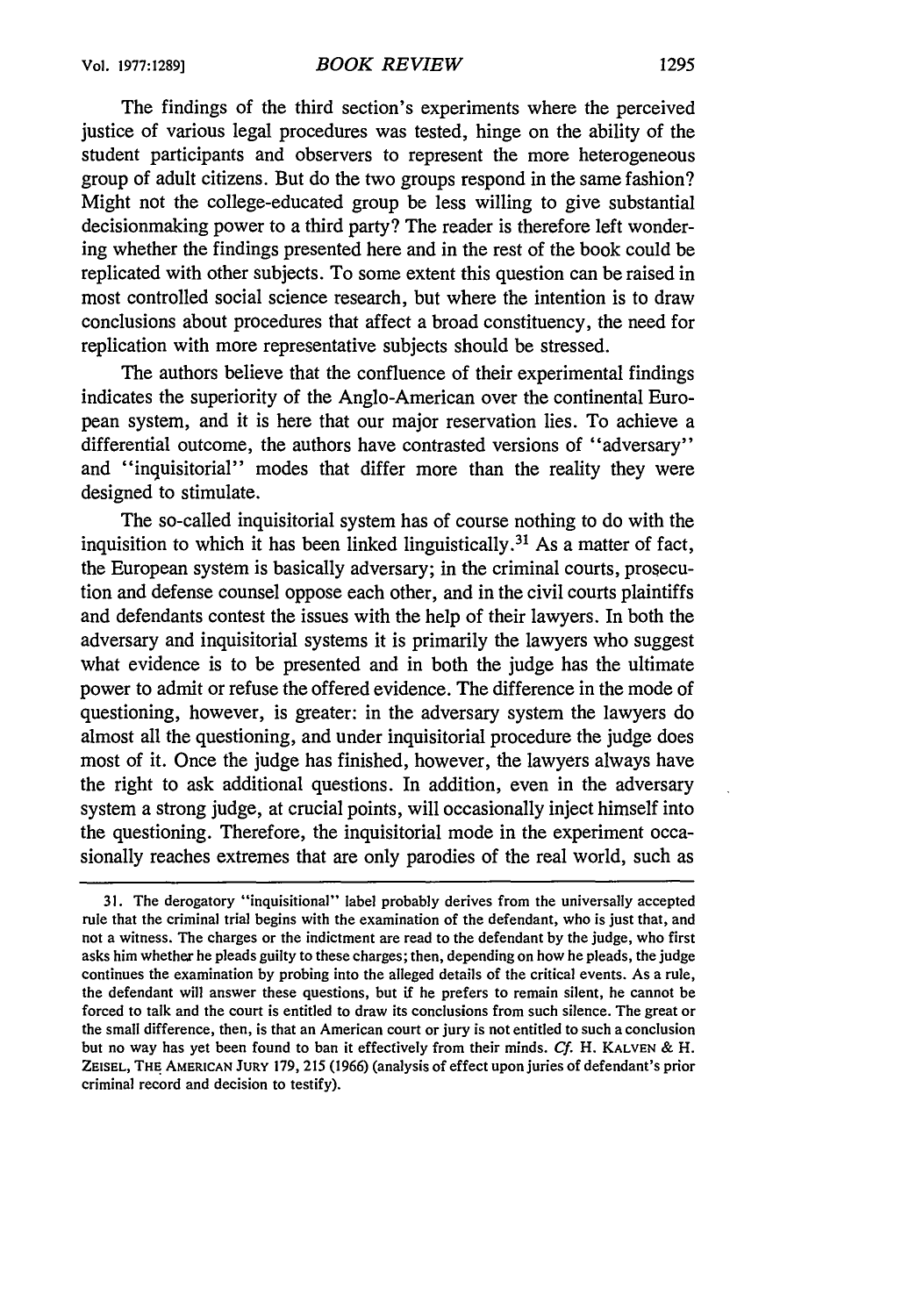The findings of the third section's experiments where the perceived justice of various legal procedures was tested, hinge on the ability of the student participants and observers to represent the more heterogeneous group of adult citizens. But do the two groups respond in the same fashion? Might not the college-educated group be less willing to give substantial decisionmaking power to a third party? The reader is therefore left wondering whether the findings presented here and in the rest of the book could be replicated with other subjects. To some extent this question can be raised in most controlled social science research, but where the intention is to draw conclusions about procedures that affect a broad constituency, the need for replication with more representative subjects should be stressed.

The authors believe that the confluence of their experimental findings indicates the superiority of the Anglo-American over the continental European system, and it is here that our major reservation lies. To achieve a differential outcome, the authors have contrasted versions of "adversary" and "inquisitorial" modes that differ more than the reality they were designed to stimulate.

The so-called inquisitorial system has of course nothing to do with the inquisition to which it has been linked linguistically.[31] As a matter of fact, the European system is basically adversary; in the criminal courts, prosecution and defense counsel oppose each other, and in the civil courts plaintiffs and defendants contest the issues with the help of their lawyers. In both the adversary and inquisitorial systems it is primarily the lawyers who suggest what evidence is to be presented and in both the judge has the ultimate power to admit or refuse the offered evidence. The difference in the mode of questioning, however, is greater: in the adversary system the lawyers do almost all the questioning, and under inquisitorial procedure the judge does most of it. Once the judge has finished, however, the lawyers always have the right to ask additional questions. In addition, even in the adversary system a strong judge, at crucial points, will occasionally inject himself into the questioning. Therefore, the inquisitorial mode in the experiment occasionally reaches extremes that are only parodies of the real world, such as

---

31. The derogatory "inquisitional" label probably derives from the universally accepted rule that the criminal trial begins with the examination of the defendant, who is just that, and not a witness. The charges or the indictment are read to the defendant by the judge, who first asks him whether he pleads guilty to these charges; then, depending on how he pleads, the judge continues the examination by probing into the alleged details of the critical events. As a rule, the defendant will answer these questions, but if he prefers to remain silent, he cannot be forced to talk and the court is entitled to draw its conclusions from such silence. The great or the small difference, then, is that an American court or jury is not entitled to such a conclusion but no way has yet been found to ban it effectively from their minds. *Cf.* H. KALVEN & H. ZEISEL, THE AMERICAN JURY 179, 215 (1966) (analysis of effect upon juries of defendant's prior criminal record and decision to testify).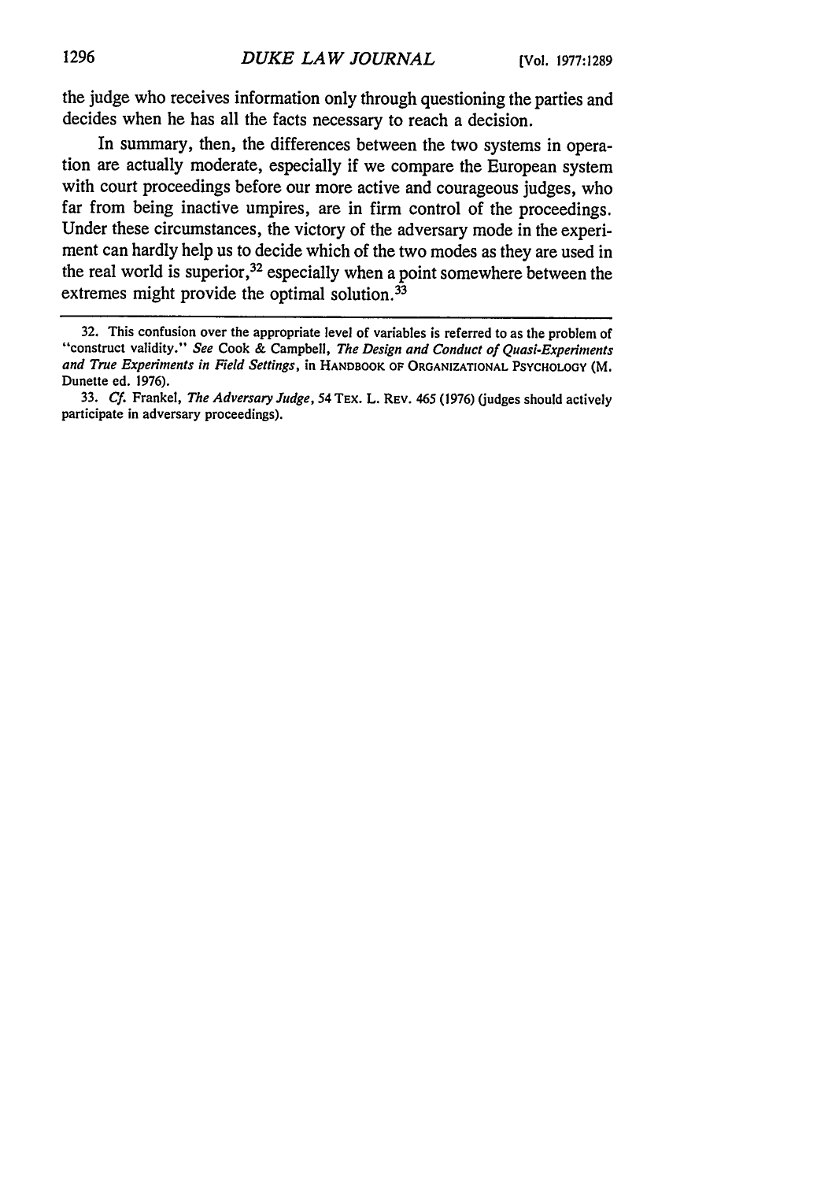the judge who receives information only through questioning the parties and decides when he has all the facts necessary to reach a decision.

In summary, then, the differences between the two systems in operation are actually moderate, especially if we compare the European system with court proceedings before our more active and courageous judges, who far from being inactive umpires, are in firm control of the proceedings. Under these circumstances, the victory of the adversary mode in the experiment can hardly help us to decide which of the two modes as they are used in the real world is superior,[32] especially when a point somewhere between the extremes might provide the optimal solution.[33]

---

32. This confusion over the appropriate level of variables is referred to as the problem of "construct validity." *See* Cook & Campbell, *The Design and Conduct of Quasi-Experiments and True Experiments in Field Settings*, in HANDBOOK OF ORGANIZATIONAL PSYCHOLOGY (M. Dunette ed. 1976).

33. *Cf.* Frankel, *The Adversary Judge*, 54 TEX. L. REV. 465 (1976) (judges should actively participate in adversary proceedings).